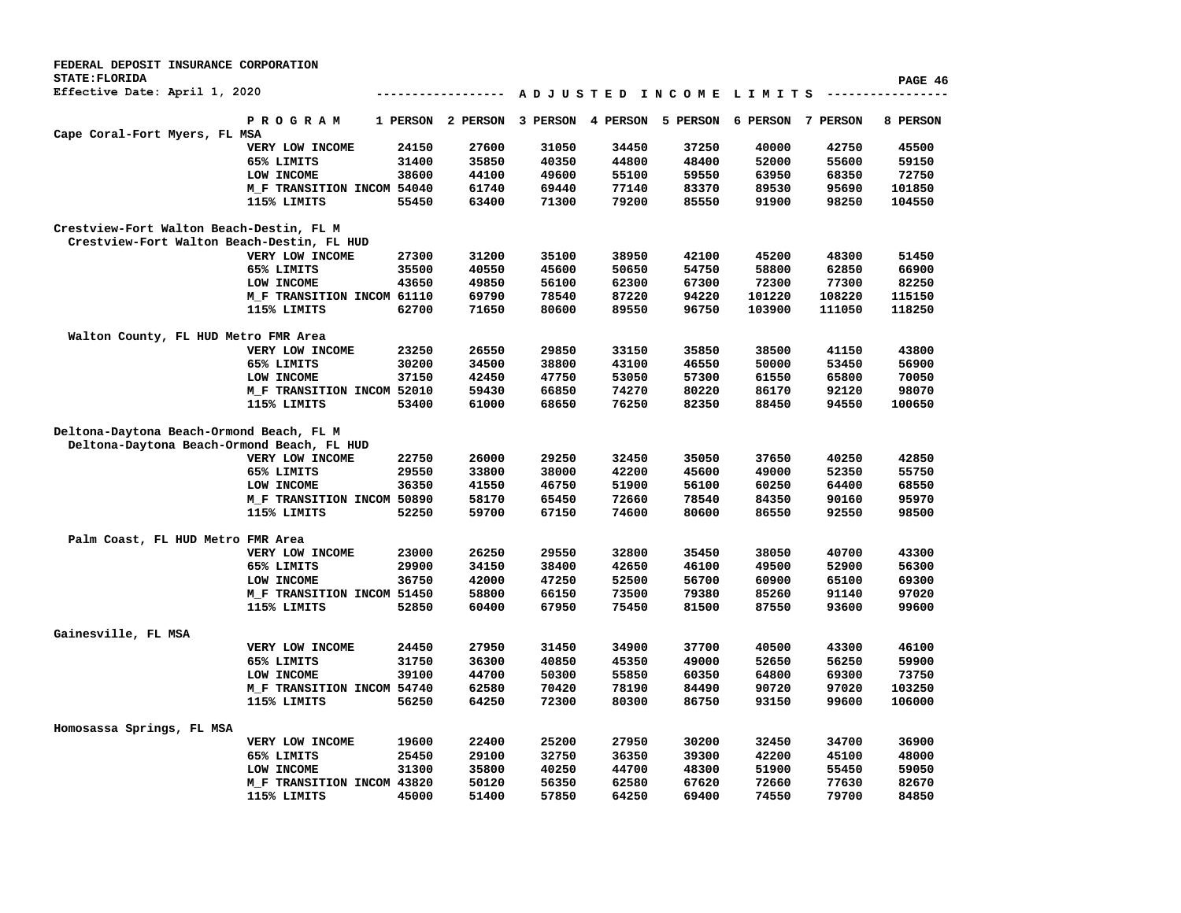FEDERAL DEPOSIT INSURANCE CORPORATION
STATE:FLORIDA
Effective Date: April 1, 2020

## A D J U S T E D   I N C O M E   L I M I T S

| Area | PROGRAM | 1 PERSON | 2 PERSON | 3 PERSON | 4 PERSON | 5 PERSON | 6 PERSON | 7 PERSON | 8 PERSON |
|---|---|---|---|---|---|---|---|---|---|
| Cape Coral-Fort Myers, FL MSA | | | | | | | | | |
| | VERY LOW INCOME | 24150 | 27600 | 31050 | 34450 | 37250 | 40000 | 42750 | 45500 |
| | 65% LIMITS | 31400 | 35850 | 40350 | 44800 | 48400 | 52000 | 55600 | 59150 |
| | LOW INCOME | 38600 | 44100 | 49600 | 55100 | 59550 | 63950 | 68350 | 72750 |
| | M_F TRANSITION INCOM | 54040 | 61740 | 69440 | 77140 | 83370 | 89530 | 95690 | 101850 |
| | 115% LIMITS | 55450 | 63400 | 71300 | 79200 | 85550 | 91900 | 98250 | 104550 |
| Crestview-Fort Walton Beach-Destin, FL M | | | | | | | | | |
| Crestview-Fort Walton Beach-Destin, FL HUD | | | | | | | | | |
| | VERY LOW INCOME | 27300 | 31200 | 35100 | 38950 | 42100 | 45200 | 48300 | 51450 |
| | 65% LIMITS | 35500 | 40550 | 45600 | 50650 | 54750 | 58800 | 62850 | 66900 |
| | LOW INCOME | 43650 | 49850 | 56100 | 62300 | 67300 | 72300 | 77300 | 82250 |
| | M_F TRANSITION INCOM | 61110 | 69790 | 78540 | 87220 | 94220 | 101220 | 108220 | 115150 |
| | 115% LIMITS | 62700 | 71650 | 80600 | 89550 | 96750 | 103900 | 111050 | 118250 |
| Walton County, FL HUD Metro FMR Area | | | | | | | | | |
| | VERY LOW INCOME | 23250 | 26550 | 29850 | 33150 | 35850 | 38500 | 41150 | 43800 |
| | 65% LIMITS | 30200 | 34500 | 38800 | 43100 | 46550 | 50000 | 53450 | 56900 |
| | LOW INCOME | 37150 | 42450 | 47750 | 53050 | 57300 | 61550 | 65800 | 70050 |
| | M_F TRANSITION INCOM | 52010 | 59430 | 66850 | 74270 | 80220 | 86170 | 92120 | 98070 |
| | 115% LIMITS | 53400 | 61000 | 68650 | 76250 | 82350 | 88450 | 94550 | 100650 |
| Deltona-Daytona Beach-Ormond Beach, FL M | | | | | | | | | |
| Deltona-Daytona Beach-Ormond Beach, FL HUD | | | | | | | | | |
| | VERY LOW INCOME | 22750 | 26000 | 29250 | 32450 | 35050 | 37650 | 40250 | 42850 |
| | 65% LIMITS | 29550 | 33800 | 38000 | 42200 | 45600 | 49000 | 52350 | 55750 |
| | LOW INCOME | 36350 | 41550 | 46750 | 51900 | 56100 | 60250 | 64400 | 68550 |
| | M_F TRANSITION INCOM | 50890 | 58170 | 65450 | 72660 | 78540 | 84350 | 90160 | 95970 |
| | 115% LIMITS | 52250 | 59700 | 67150 | 74600 | 80600 | 86550 | 92550 | 98500 |
| Palm Coast, FL HUD Metro FMR Area | | | | | | | | | |
| | VERY LOW INCOME | 23000 | 26250 | 29550 | 32800 | 35450 | 38050 | 40700 | 43300 |
| | 65% LIMITS | 29900 | 34150 | 38400 | 42650 | 46100 | 49500 | 52900 | 56300 |
| | LOW INCOME | 36750 | 42000 | 47250 | 52500 | 56700 | 60900 | 65100 | 69300 |
| | M_F TRANSITION INCOM | 51450 | 58800 | 66150 | 73500 | 79380 | 85260 | 91140 | 97020 |
| | 115% LIMITS | 52850 | 60400 | 67950 | 75450 | 81500 | 87550 | 93600 | 99600 |
| Gainesville, FL MSA | | | | | | | | | |
| | VERY LOW INCOME | 24450 | 27950 | 31450 | 34900 | 37700 | 40500 | 43300 | 46100 |
| | 65% LIMITS | 31750 | 36300 | 40850 | 45350 | 49000 | 52650 | 56250 | 59900 |
| | LOW INCOME | 39100 | 44700 | 50300 | 55850 | 60350 | 64800 | 69300 | 73750 |
| | M_F TRANSITION INCOM | 54740 | 62580 | 70420 | 78190 | 84490 | 90720 | 97020 | 103250 |
| | 115% LIMITS | 56250 | 64250 | 72300 | 80300 | 86750 | 93150 | 99600 | 106000 |
| Homosassa Springs, FL MSA | | | | | | | | | |
| | VERY LOW INCOME | 19600 | 22400 | 25200 | 27950 | 30200 | 32450 | 34700 | 36900 |
| | 65% LIMITS | 25450 | 29100 | 32750 | 36350 | 39300 | 42200 | 45100 | 48000 |
| | LOW INCOME | 31300 | 35800 | 40250 | 44700 | 48300 | 51900 | 55450 | 59050 |
| | M_F TRANSITION INCOM | 43820 | 50120 | 56350 | 62580 | 67620 | 72660 | 77630 | 82670 |
| | 115% LIMITS | 45000 | 51400 | 57850 | 64250 | 69400 | 74550 | 79700 | 84850 |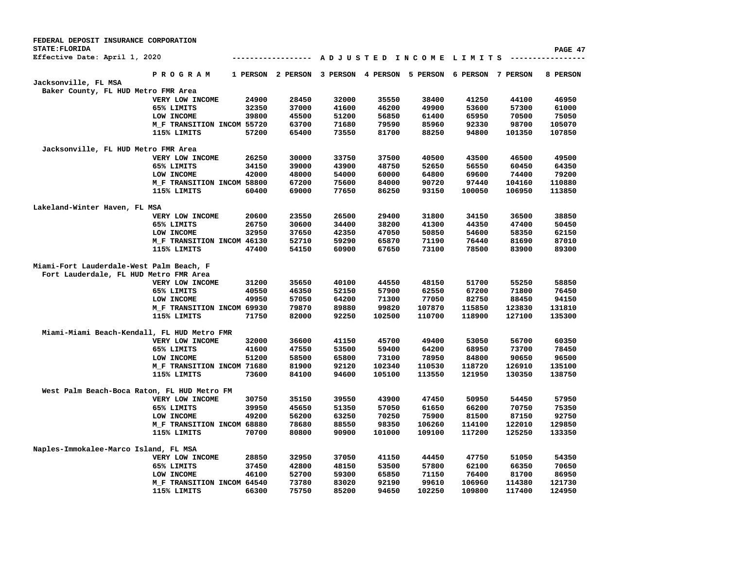FEDERAL DEPOSIT INSURANCE CORPORATION
STATE:FLORIDA
Effective Date: April 1, 2020

----------------- A D J U S T E D   I N C O M E   L I M I T S ----------------

| | P R O G R A M | 1 PERSON | 2 PERSON | 3 PERSON | 4 PERSON | 5 PERSON | 6 PERSON | 7 PERSON | 8 PERSON |
|---|---|---|---|---|---|---|---|---|---|
| **Jacksonville, FL MSA** | | | | | | | | | |
| Baker County, FL HUD Metro FMR Area | | | | | | | | | |
| | VERY LOW INCOME | 24900 | 28450 | 32000 | 35550 | 38400 | 41250 | 44100 | 46950 |
| | 65% LIMITS | 32350 | 37000 | 41600 | 46200 | 49900 | 53600 | 57300 | 61000 |
| | LOW INCOME | 39800 | 45500 | 51200 | 56850 | 61400 | 65950 | 70500 | 75050 |
| | M_F TRANSITION INCOM | 55720 | 63700 | 71680 | 79590 | 85960 | 92330 | 98700 | 105070 |
| | 115% LIMITS | 57200 | 65400 | 73550 | 81700 | 88250 | 94800 | 101350 | 107850 |
| Jacksonville, FL HUD Metro FMR Area | | | | | | | | | |
| | VERY LOW INCOME | 26250 | 30000 | 33750 | 37500 | 40500 | 43500 | 46500 | 49500 |
| | 65% LIMITS | 34150 | 39000 | 43900 | 48750 | 52650 | 56550 | 60450 | 64350 |
| | LOW INCOME | 42000 | 48000 | 54000 | 60000 | 64800 | 69600 | 74400 | 79200 |
| | M_F TRANSITION INCOM | 58800 | 67200 | 75600 | 84000 | 90720 | 97440 | 104160 | 110880 |
| | 115% LIMITS | 60400 | 69000 | 77650 | 86250 | 93150 | 100050 | 106950 | 113850 |
| **Lakeland-Winter Haven, FL MSA** | | | | | | | | | |
| | VERY LOW INCOME | 20600 | 23550 | 26500 | 29400 | 31800 | 34150 | 36500 | 38850 |
| | 65% LIMITS | 26750 | 30600 | 34400 | 38200 | 41300 | 44350 | 47400 | 50450 |
| | LOW INCOME | 32950 | 37650 | 42350 | 47050 | 50850 | 54600 | 58350 | 62150 |
| | M_F TRANSITION INCOM | 46130 | 52710 | 59290 | 65870 | 71190 | 76440 | 81690 | 87010 |
| | 115% LIMITS | 47400 | 54150 | 60900 | 67650 | 73100 | 78500 | 83900 | 89300 |
| **Miami-Fort Lauderdale-West Palm Beach, F** | | | | | | | | | |
| Fort Lauderdale, FL HUD Metro FMR Area | | | | | | | | | |
| | VERY LOW INCOME | 31200 | 35650 | 40100 | 44550 | 48150 | 51700 | 55250 | 58850 |
| | 65% LIMITS | 40550 | 46350 | 52150 | 57900 | 62550 | 67200 | 71800 | 76450 |
| | LOW INCOME | 49950 | 57050 | 64200 | 71300 | 77050 | 82750 | 88450 | 94150 |
| | M_F TRANSITION INCOM | 69930 | 79870 | 89880 | 99820 | 107870 | 115850 | 123830 | 131810 |
| | 115% LIMITS | 71750 | 82000 | 92250 | 102500 | 110700 | 118900 | 127100 | 135300 |
| Miami-Miami Beach-Kendall, FL HUD Metro FMR | | | | | | | | | |
| | VERY LOW INCOME | 32000 | 36600 | 41150 | 45700 | 49400 | 53050 | 56700 | 60350 |
| | 65% LIMITS | 41600 | 47550 | 53500 | 59400 | 64200 | 68950 | 73700 | 78450 |
| | LOW INCOME | 51200 | 58500 | 65800 | 73100 | 78950 | 84800 | 90650 | 96500 |
| | M_F TRANSITION INCOM | 71680 | 81900 | 92120 | 102340 | 110530 | 118720 | 126910 | 135100 |
| | 115% LIMITS | 73600 | 84100 | 94600 | 105100 | 113550 | 121950 | 130350 | 138750 |
| West Palm Beach-Boca Raton, FL HUD Metro FM | | | | | | | | | |
| | VERY LOW INCOME | 30750 | 35150 | 39550 | 43900 | 47450 | 50950 | 54450 | 57950 |
| | 65% LIMITS | 39950 | 45650 | 51350 | 57050 | 61650 | 66200 | 70750 | 75350 |
| | LOW INCOME | 49200 | 56200 | 63250 | 70250 | 75900 | 81500 | 87150 | 92750 |
| | M_F TRANSITION INCOM | 68880 | 78680 | 88550 | 98350 | 106260 | 114100 | 122010 | 129850 |
| | 115% LIMITS | 70700 | 80800 | 90900 | 101000 | 109100 | 117200 | 125250 | 133350 |
| **Naples-Immokalee-Marco Island, FL MSA** | | | | | | | | | |
| | VERY LOW INCOME | 28850 | 32950 | 37050 | 41150 | 44450 | 47750 | 51050 | 54350 |
| | 65% LIMITS | 37450 | 42800 | 48150 | 53500 | 57800 | 62100 | 66350 | 70650 |
| | LOW INCOME | 46100 | 52700 | 59300 | 65850 | 71150 | 76400 | 81700 | 86950 |
| | M_F TRANSITION INCOM | 64540 | 73780 | 83020 | 92190 | 99610 | 106960 | 114380 | 121730 |
| | 115% LIMITS | 66300 | 75750 | 85200 | 94650 | 102250 | 109800 | 117400 | 124950 |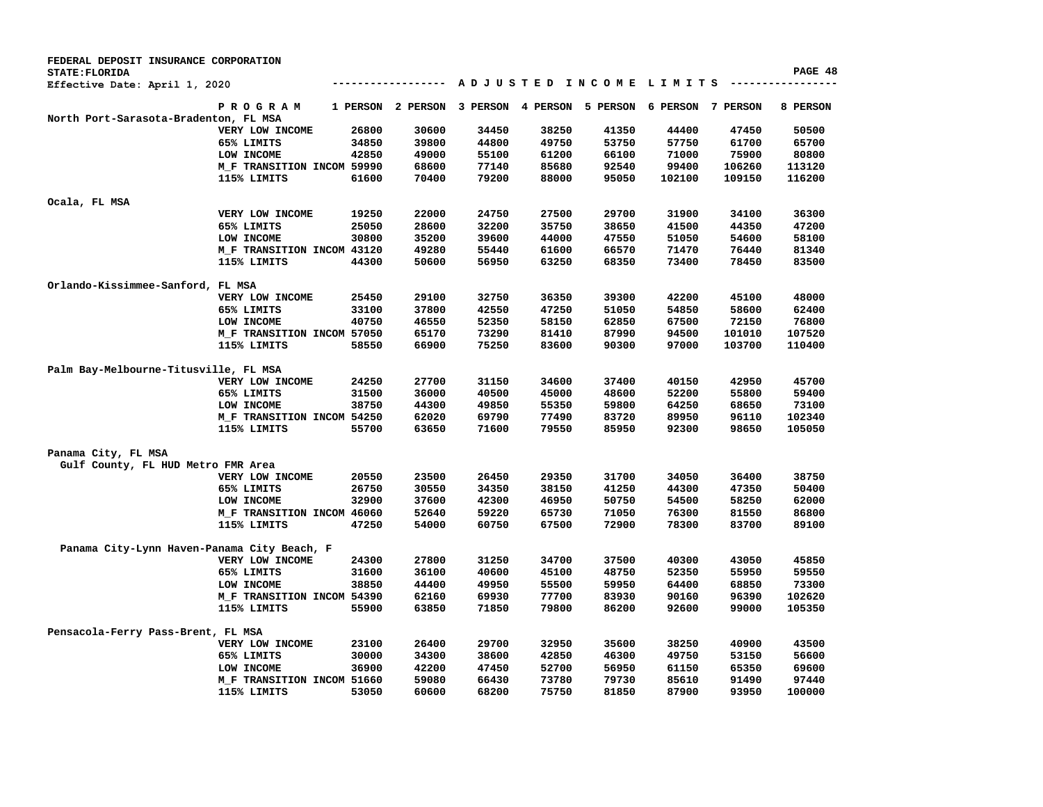FEDERAL DEPOSIT INSURANCE CORPORATION
STATE:FLORIDA
Effective Date: April 1, 2020

ADJUSTED INCOME LIMITS

| Area | PROGRAM | 1 PERSON | 2 PERSON | 3 PERSON | 4 PERSON | 5 PERSON | 6 PERSON | 7 PERSON | 8 PERSON |
|---|---|---|---|---|---|---|---|---|---|
| North Port-Sarasota-Bradenton, FL MSA | | | | | | | | | |
| | VERY LOW INCOME | 26800 | 30600 | 34450 | 38250 | 41350 | 44400 | 47450 | 50500 |
| | 65% LIMITS | 34850 | 39800 | 44800 | 49750 | 53750 | 57750 | 61700 | 65700 |
| | LOW INCOME | 42850 | 49000 | 55100 | 61200 | 66100 | 71000 | 75900 | 80800 |
| | M_F TRANSITION INCOM | 59990 | 68600 | 77140 | 85680 | 92540 | 99400 | 106260 | 113120 |
| | 115% LIMITS | 61600 | 70400 | 79200 | 88000 | 95050 | 102100 | 109150 | 116200 |
| Ocala, FL MSA | | | | | | | | | |
| | VERY LOW INCOME | 19250 | 22000 | 24750 | 27500 | 29700 | 31900 | 34100 | 36300 |
| | 65% LIMITS | 25050 | 28600 | 32200 | 35750 | 38650 | 41500 | 44350 | 47200 |
| | LOW INCOME | 30800 | 35200 | 39600 | 44000 | 47550 | 51050 | 54600 | 58100 |
| | M_F TRANSITION INCOM | 43120 | 49280 | 55440 | 61600 | 66570 | 71470 | 76440 | 81340 |
| | 115% LIMITS | 44300 | 50600 | 56950 | 63250 | 68350 | 73400 | 78450 | 83500 |
| Orlando-Kissimmee-Sanford, FL MSA | | | | | | | | | |
| | VERY LOW INCOME | 25450 | 29100 | 32750 | 36350 | 39300 | 42200 | 45100 | 48000 |
| | 65% LIMITS | 33100 | 37800 | 42550 | 47250 | 51050 | 54850 | 58600 | 62400 |
| | LOW INCOME | 40750 | 46550 | 52350 | 58150 | 62850 | 67500 | 72150 | 76800 |
| | M_F TRANSITION INCOM | 57050 | 65170 | 73290 | 81410 | 87990 | 94500 | 101010 | 107520 |
| | 115% LIMITS | 58550 | 66900 | 75250 | 83600 | 90300 | 97000 | 103700 | 110400 |
| Palm Bay-Melbourne-Titusville, FL MSA | | | | | | | | | |
| | VERY LOW INCOME | 24250 | 27700 | 31150 | 34600 | 37400 | 40150 | 42950 | 45700 |
| | 65% LIMITS | 31500 | 36000 | 40500 | 45000 | 48600 | 52200 | 55800 | 59400 |
| | LOW INCOME | 38750 | 44300 | 49850 | 55350 | 59800 | 64250 | 68650 | 73100 |
| | M_F TRANSITION INCOM | 54250 | 62020 | 69790 | 77490 | 83720 | 89950 | 96110 | 102340 |
| | 115% LIMITS | 55700 | 63650 | 71600 | 79550 | 85950 | 92300 | 98650 | 105050 |
| Panama City, FL MSA | | | | | | | | | |
| Gulf County, FL HUD Metro FMR Area | | | | | | | | | |
| | VERY LOW INCOME | 20550 | 23500 | 26450 | 29350 | 31700 | 34050 | 36400 | 38750 |
| | 65% LIMITS | 26750 | 30550 | 34350 | 38150 | 41250 | 44300 | 47350 | 50400 |
| | LOW INCOME | 32900 | 37600 | 42300 | 46950 | 50750 | 54500 | 58250 | 62000 |
| | M_F TRANSITION INCOM | 46060 | 52640 | 59220 | 65730 | 71050 | 76300 | 81550 | 86800 |
| | 115% LIMITS | 47250 | 54000 | 60750 | 67500 | 72900 | 78300 | 83700 | 89100 |
| Panama City-Lynn Haven-Panama City Beach, F | | | | | | | | | |
| | VERY LOW INCOME | 24300 | 27800 | 31250 | 34700 | 37500 | 40300 | 43050 | 45850 |
| | 65% LIMITS | 31600 | 36100 | 40600 | 45100 | 48750 | 52350 | 55950 | 59550 |
| | LOW INCOME | 38850 | 44400 | 49950 | 55500 | 59950 | 64400 | 68850 | 73300 |
| | M_F TRANSITION INCOM | 54390 | 62160 | 69930 | 77700 | 83930 | 90160 | 96390 | 102620 |
| | 115% LIMITS | 55900 | 63850 | 71850 | 79800 | 86200 | 92600 | 99000 | 105350 |
| Pensacola-Ferry Pass-Brent, FL MSA | | | | | | | | | |
| | VERY LOW INCOME | 23100 | 26400 | 29700 | 32950 | 35600 | 38250 | 40900 | 43500 |
| | 65% LIMITS | 30000 | 34300 | 38600 | 42850 | 46300 | 49750 | 53150 | 56600 |
| | LOW INCOME | 36900 | 42200 | 47450 | 52700 | 56950 | 61150 | 65350 | 69600 |
| | M_F TRANSITION INCOM | 51660 | 59080 | 66430 | 73780 | 79730 | 85610 | 91490 | 97440 |
| | 115% LIMITS | 53050 | 60600 | 68200 | 75750 | 81850 | 87900 | 93950 | 100000 |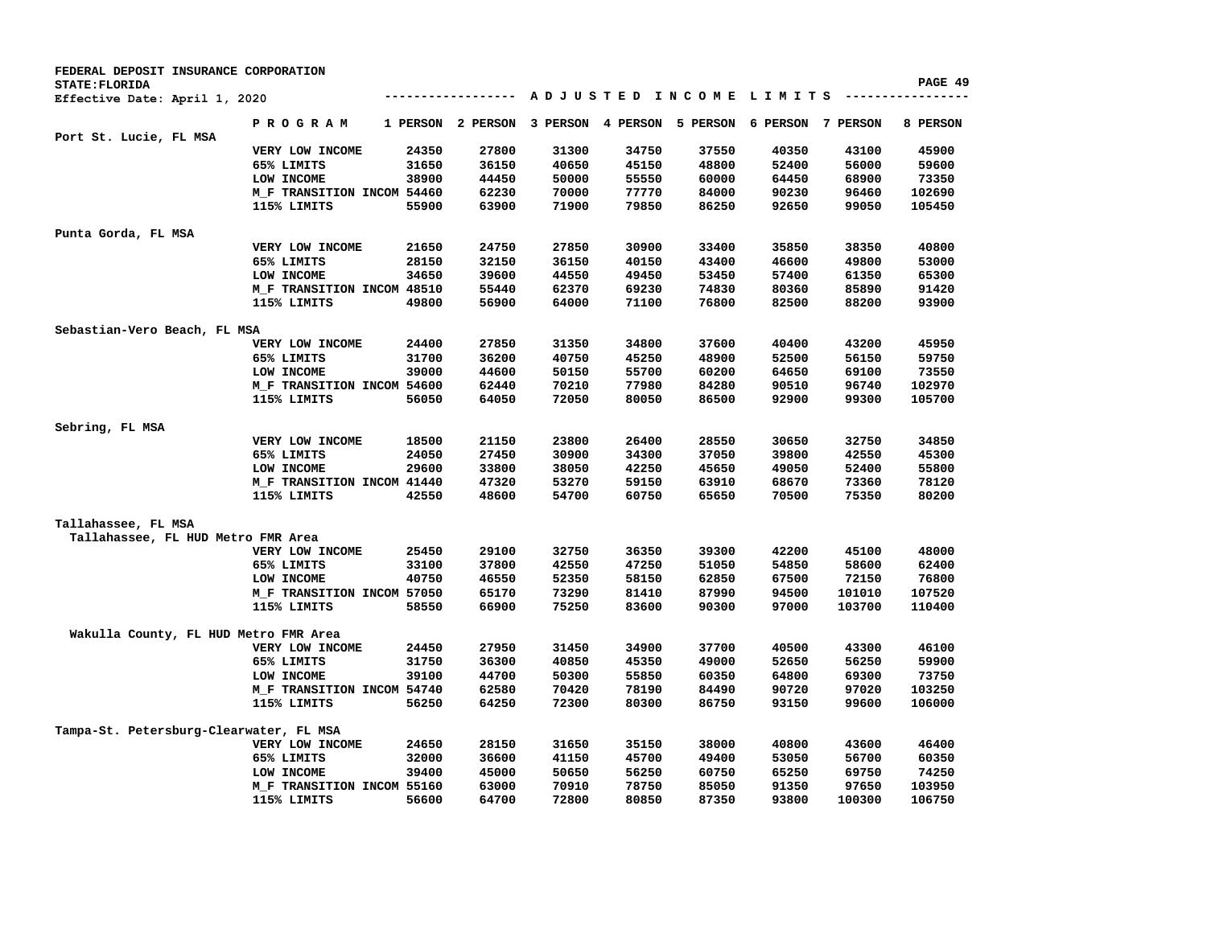FEDERAL DEPOSIT INSURANCE CORPORATION
STATE:FLORIDA
Effective Date: April 1, 2020

**A D J U S T E D   I N C O M E   L I M I T S**

| | P R O G R A M | 1 PERSON | 2 PERSON | 3 PERSON | 4 PERSON | 5 PERSON | 6 PERSON | 7 PERSON | 8 PERSON |
|---|---|---|---|---|---|---|---|---|---|
| **Port St. Lucie, FL MSA** | | | | | | | | | |
| | VERY LOW INCOME | 24350 | 27800 | 31300 | 34750 | 37550 | 40350 | 43100 | 45900 |
| | 65% LIMITS | 31650 | 36150 | 40650 | 45150 | 48800 | 52400 | 56000 | 59600 |
| | LOW INCOME | 38900 | 44450 | 50000 | 55550 | 60000 | 64450 | 68900 | 73350 |
| | M_F TRANSITION INCOM | 54460 | 62230 | 70000 | 77770 | 84000 | 90230 | 96460 | 102690 |
| | 115% LIMITS | 55900 | 63900 | 71900 | 79850 | 86250 | 92650 | 99050 | 105450 |
| **Punta Gorda, FL MSA** | | | | | | | | | |
| | VERY LOW INCOME | 21650 | 24750 | 27850 | 30900 | 33400 | 35850 | 38350 | 40800 |
| | 65% LIMITS | 28150 | 32150 | 36150 | 40150 | 43400 | 46600 | 49800 | 53000 |
| | LOW INCOME | 34650 | 39600 | 44550 | 49450 | 53450 | 57400 | 61350 | 65300 |
| | M_F TRANSITION INCOM | 48510 | 55440 | 62370 | 69230 | 74830 | 80360 | 85890 | 91420 |
| | 115% LIMITS | 49800 | 56900 | 64000 | 71100 | 76800 | 82500 | 88200 | 93900 |
| **Sebastian-Vero Beach, FL MSA** | | | | | | | | | |
| | VERY LOW INCOME | 24400 | 27850 | 31350 | 34800 | 37600 | 40400 | 43200 | 45950 |
| | 65% LIMITS | 31700 | 36200 | 40750 | 45250 | 48900 | 52500 | 56150 | 59750 |
| | LOW INCOME | 39000 | 44600 | 50150 | 55700 | 60200 | 64650 | 69100 | 73550 |
| | M_F TRANSITION INCOM | 54600 | 62440 | 70210 | 77980 | 84280 | 90510 | 96740 | 102970 |
| | 115% LIMITS | 56050 | 64050 | 72050 | 80050 | 86500 | 92900 | 99300 | 105700 |
| **Sebring, FL MSA** | | | | | | | | | |
| | VERY LOW INCOME | 18500 | 21150 | 23800 | 26400 | 28550 | 30650 | 32750 | 34850 |
| | 65% LIMITS | 24050 | 27450 | 30900 | 34300 | 37050 | 39800 | 42550 | 45300 |
| | LOW INCOME | 29600 | 33800 | 38050 | 42250 | 45650 | 49050 | 52400 | 55800 |
| | M_F TRANSITION INCOM | 41440 | 47320 | 53270 | 59150 | 63910 | 68670 | 73360 | 78120 |
| | 115% LIMITS | 42550 | 48600 | 54700 | 60750 | 65650 | 70500 | 75350 | 80200 |
| **Tallahassee, FL MSA** | | | | | | | | | |
| Tallahassee, FL HUD Metro FMR Area | | | | | | | | | |
| | VERY LOW INCOME | 25450 | 29100 | 32750 | 36350 | 39300 | 42200 | 45100 | 48000 |
| | 65% LIMITS | 33100 | 37800 | 42550 | 47250 | 51050 | 54850 | 58600 | 62400 |
| | LOW INCOME | 40750 | 46550 | 52350 | 58150 | 62850 | 67500 | 72150 | 76800 |
| | M_F TRANSITION INCOM | 57050 | 65170 | 73290 | 81410 | 87990 | 94500 | 101010 | 107520 |
| | 115% LIMITS | 58550 | 66900 | 75250 | 83600 | 90300 | 97000 | 103700 | 110400 |
| Wakulla County, FL HUD Metro FMR Area | | | | | | | | | |
| | VERY LOW INCOME | 24450 | 27950 | 31450 | 34900 | 37700 | 40500 | 43300 | 46100 |
| | 65% LIMITS | 31750 | 36300 | 40850 | 45350 | 49000 | 52650 | 56250 | 59900 |
| | LOW INCOME | 39100 | 44700 | 50300 | 55850 | 60350 | 64800 | 69300 | 73750 |
| | M_F TRANSITION INCOM | 54740 | 62580 | 70420 | 78190 | 84490 | 90720 | 97020 | 103250 |
| | 115% LIMITS | 56250 | 64250 | 72300 | 80300 | 86750 | 93150 | 99600 | 106000 |
| **Tampa-St. Petersburg-Clearwater, FL MSA** | | | | | | | | | |
| | VERY LOW INCOME | 24650 | 28150 | 31650 | 35150 | 38000 | 40800 | 43600 | 46400 |
| | 65% LIMITS | 32000 | 36600 | 41150 | 45700 | 49400 | 53050 | 56700 | 60350 |
| | LOW INCOME | 39400 | 45000 | 50650 | 56250 | 60750 | 65250 | 69750 | 74250 |
| | M_F TRANSITION INCOM | 55160 | 63000 | 70910 | 78750 | 85050 | 91350 | 97650 | 103950 |
| | 115% LIMITS | 56600 | 64700 | 72800 | 80850 | 87350 | 93800 | 100300 | 106750 |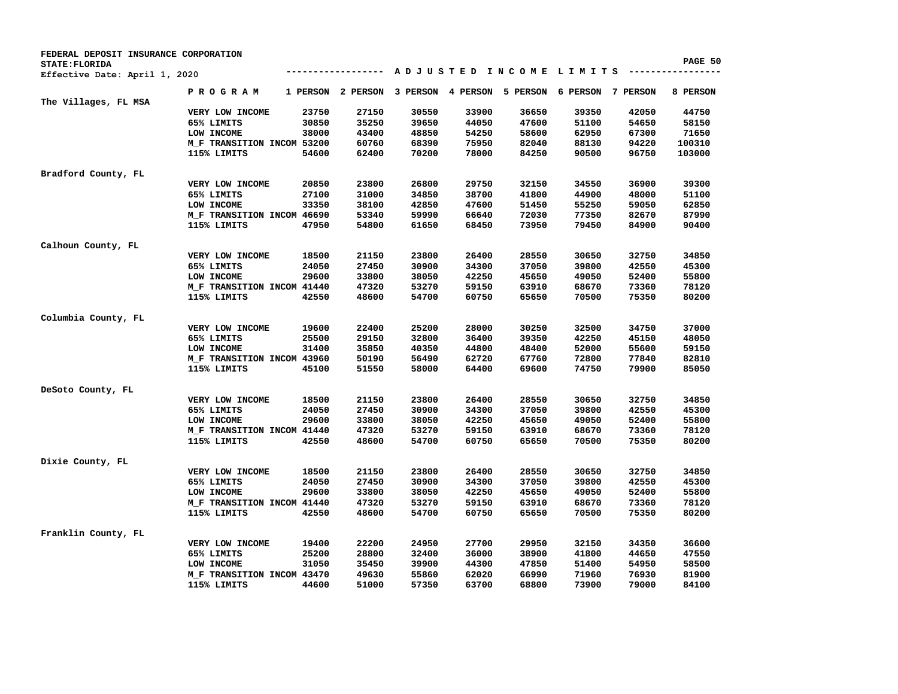FEDERAL DEPOSIT INSURANCE CORPORATION
STATE:FLORIDA
Effective Date: April 1, 2020

## ADJUSTED INCOME LIMITS

| | PROGRAM | 1 PERSON | 2 PERSON | 3 PERSON | 4 PERSON | 5 PERSON | 6 PERSON | 7 PERSON | 8 PERSON |
|---|---|---|---|---|---|---|---|---|---|
| The Villages, FL MSA | | | | | | | | | |
| | VERY LOW INCOME | 23750 | 27150 | 30550 | 33900 | 36650 | 39350 | 42050 | 44750 |
| | 65% LIMITS | 30850 | 35250 | 39650 | 44050 | 47600 | 51100 | 54650 | 58150 |
| | LOW INCOME | 38000 | 43400 | 48850 | 54250 | 58600 | 62950 | 67300 | 71650 |
| | M_F TRANSITION INCOM | 53200 | 60760 | 68390 | 75950 | 82040 | 88130 | 94220 | 100310 |
| | 115% LIMITS | 54600 | 62400 | 70200 | 78000 | 84250 | 90500 | 96750 | 103000 |
| Bradford County, FL | | | | | | | | | |
| | VERY LOW INCOME | 20850 | 23800 | 26800 | 29750 | 32150 | 34550 | 36900 | 39300 |
| | 65% LIMITS | 27100 | 31000 | 34850 | 38700 | 41800 | 44900 | 48000 | 51100 |
| | LOW INCOME | 33350 | 38100 | 42850 | 47600 | 51450 | 55250 | 59050 | 62850 |
| | M_F TRANSITION INCOM | 46690 | 53340 | 59990 | 66640 | 72030 | 77350 | 82670 | 87990 |
| | 115% LIMITS | 47950 | 54800 | 61650 | 68450 | 73950 | 79450 | 84900 | 90400 |
| Calhoun County, FL | | | | | | | | | |
| | VERY LOW INCOME | 18500 | 21150 | 23800 | 26400 | 28550 | 30650 | 32750 | 34850 |
| | 65% LIMITS | 24050 | 27450 | 30900 | 34300 | 37050 | 39800 | 42550 | 45300 |
| | LOW INCOME | 29600 | 33800 | 38050 | 42250 | 45650 | 49050 | 52400 | 55800 |
| | M_F TRANSITION INCOM | 41440 | 47320 | 53270 | 59150 | 63910 | 68670 | 73360 | 78120 |
| | 115% LIMITS | 42550 | 48600 | 54700 | 60750 | 65650 | 70500 | 75350 | 80200 |
| Columbia County, FL | | | | | | | | | |
| | VERY LOW INCOME | 19600 | 22400 | 25200 | 28000 | 30250 | 32500 | 34750 | 37000 |
| | 65% LIMITS | 25500 | 29150 | 32800 | 36400 | 39350 | 42250 | 45150 | 48050 |
| | LOW INCOME | 31400 | 35850 | 40350 | 44800 | 48400 | 52000 | 55600 | 59150 |
| | M_F TRANSITION INCOM | 43960 | 50190 | 56490 | 62720 | 67760 | 72800 | 77840 | 82810 |
| | 115% LIMITS | 45100 | 51550 | 58000 | 64400 | 69600 | 74750 | 79900 | 85050 |
| DeSoto County, FL | | | | | | | | | |
| | VERY LOW INCOME | 18500 | 21150 | 23800 | 26400 | 28550 | 30650 | 32750 | 34850 |
| | 65% LIMITS | 24050 | 27450 | 30900 | 34300 | 37050 | 39800 | 42550 | 45300 |
| | LOW INCOME | 29600 | 33800 | 38050 | 42250 | 45650 | 49050 | 52400 | 55800 |
| | M_F TRANSITION INCOM | 41440 | 47320 | 53270 | 59150 | 63910 | 68670 | 73360 | 78120 |
| | 115% LIMITS | 42550 | 48600 | 54700 | 60750 | 65650 | 70500 | 75350 | 80200 |
| Dixie County, FL | | | | | | | | | |
| | VERY LOW INCOME | 18500 | 21150 | 23800 | 26400 | 28550 | 30650 | 32750 | 34850 |
| | 65% LIMITS | 24050 | 27450 | 30900 | 34300 | 37050 | 39800 | 42550 | 45300 |
| | LOW INCOME | 29600 | 33800 | 38050 | 42250 | 45650 | 49050 | 52400 | 55800 |
| | M_F TRANSITION INCOM | 41440 | 47320 | 53270 | 59150 | 63910 | 68670 | 73360 | 78120 |
| | 115% LIMITS | 42550 | 48600 | 54700 | 60750 | 65650 | 70500 | 75350 | 80200 |
| Franklin County, FL | | | | | | | | | |
| | VERY LOW INCOME | 19400 | 22200 | 24950 | 27700 | 29950 | 32150 | 34350 | 36600 |
| | 65% LIMITS | 25200 | 28800 | 32400 | 36000 | 38900 | 41800 | 44650 | 47550 |
| | LOW INCOME | 31050 | 35450 | 39900 | 44300 | 47850 | 51400 | 54950 | 58500 |
| | M_F TRANSITION INCOM | 43470 | 49630 | 55860 | 62020 | 66990 | 71960 | 76930 | 81900 |
| | 115% LIMITS | 44600 | 51000 | 57350 | 63700 | 68800 | 73900 | 79000 | 84100 |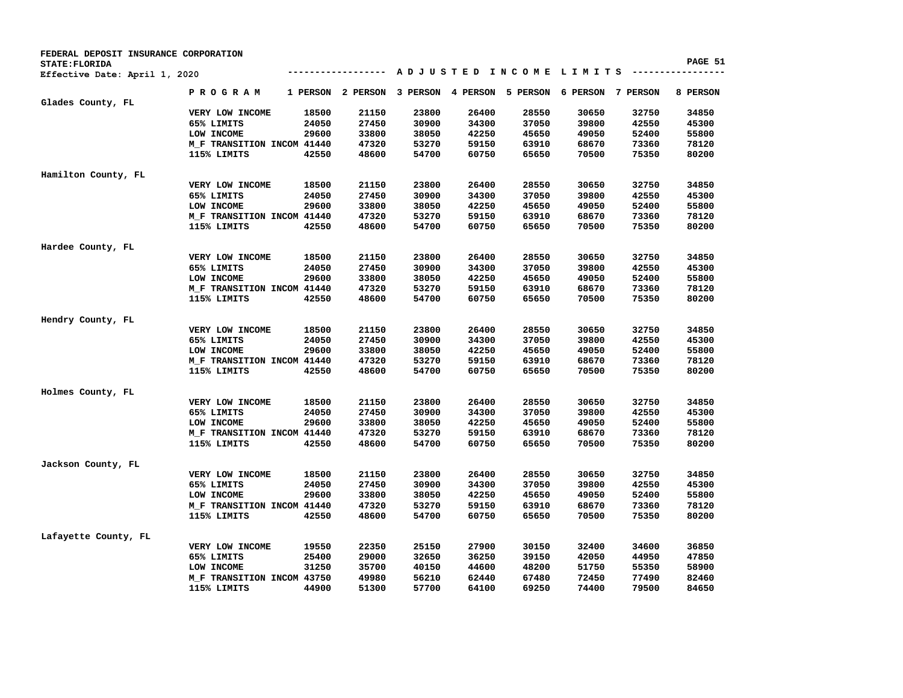FEDERAL DEPOSIT INSURANCE CORPORATION
STATE:FLORIDA
Effective Date: April 1, 2020

## A D J U S T E D  I N C O M E  L I M I T S

| County | P R O G R A M | 1 PERSON | 2 PERSON | 3 PERSON | 4 PERSON | 5 PERSON | 6 PERSON | 7 PERSON | 8 PERSON |
|---|---|---|---|---|---|---|---|---|---|
| Glades County, FL | | | | | | | | | |
| | VERY LOW INCOME | 18500 | 21150 | 23800 | 26400 | 28550 | 30650 | 32750 | 34850 |
| | 65% LIMITS | 24050 | 27450 | 30900 | 34300 | 37050 | 39800 | 42550 | 45300 |
| | LOW INCOME | 29600 | 33800 | 38050 | 42250 | 45650 | 49050 | 52400 | 55800 |
| | M_F TRANSITION INCOM | 41440 | 47320 | 53270 | 59150 | 63910 | 68670 | 73360 | 78120 |
| | 115% LIMITS | 42550 | 48600 | 54700 | 60750 | 65650 | 70500 | 75350 | 80200 |
| Hamilton County, FL | | | | | | | | | |
| | VERY LOW INCOME | 18500 | 21150 | 23800 | 26400 | 28550 | 30650 | 32750 | 34850 |
| | 65% LIMITS | 24050 | 27450 | 30900 | 34300 | 37050 | 39800 | 42550 | 45300 |
| | LOW INCOME | 29600 | 33800 | 38050 | 42250 | 45650 | 49050 | 52400 | 55800 |
| | M_F TRANSITION INCOM | 41440 | 47320 | 53270 | 59150 | 63910 | 68670 | 73360 | 78120 |
| | 115% LIMITS | 42550 | 48600 | 54700 | 60750 | 65650 | 70500 | 75350 | 80200 |
| Hardee County, FL | | | | | | | | | |
| | VERY LOW INCOME | 18500 | 21150 | 23800 | 26400 | 28550 | 30650 | 32750 | 34850 |
| | 65% LIMITS | 24050 | 27450 | 30900 | 34300 | 37050 | 39800 | 42550 | 45300 |
| | LOW INCOME | 29600 | 33800 | 38050 | 42250 | 45650 | 49050 | 52400 | 55800 |
| | M_F TRANSITION INCOM | 41440 | 47320 | 53270 | 59150 | 63910 | 68670 | 73360 | 78120 |
| | 115% LIMITS | 42550 | 48600 | 54700 | 60750 | 65650 | 70500 | 75350 | 80200 |
| Hendry County, FL | | | | | | | | | |
| | VERY LOW INCOME | 18500 | 21150 | 23800 | 26400 | 28550 | 30650 | 32750 | 34850 |
| | 65% LIMITS | 24050 | 27450 | 30900 | 34300 | 37050 | 39800 | 42550 | 45300 |
| | LOW INCOME | 29600 | 33800 | 38050 | 42250 | 45650 | 49050 | 52400 | 55800 |
| | M_F TRANSITION INCOM | 41440 | 47320 | 53270 | 59150 | 63910 | 68670 | 73360 | 78120 |
| | 115% LIMITS | 42550 | 48600 | 54700 | 60750 | 65650 | 70500 | 75350 | 80200 |
| Holmes County, FL | | | | | | | | | |
| | VERY LOW INCOME | 18500 | 21150 | 23800 | 26400 | 28550 | 30650 | 32750 | 34850 |
| | 65% LIMITS | 24050 | 27450 | 30900 | 34300 | 37050 | 39800 | 42550 | 45300 |
| | LOW INCOME | 29600 | 33800 | 38050 | 42250 | 45650 | 49050 | 52400 | 55800 |
| | M_F TRANSITION INCOM | 41440 | 47320 | 53270 | 59150 | 63910 | 68670 | 73360 | 78120 |
| | 115% LIMITS | 42550 | 48600 | 54700 | 60750 | 65650 | 70500 | 75350 | 80200 |
| Jackson County, FL | | | | | | | | | |
| | VERY LOW INCOME | 18500 | 21150 | 23800 | 26400 | 28550 | 30650 | 32750 | 34850 |
| | 65% LIMITS | 24050 | 27450 | 30900 | 34300 | 37050 | 39800 | 42550 | 45300 |
| | LOW INCOME | 29600 | 33800 | 38050 | 42250 | 45650 | 49050 | 52400 | 55800 |
| | M_F TRANSITION INCOM | 41440 | 47320 | 53270 | 59150 | 63910 | 68670 | 73360 | 78120 |
| | 115% LIMITS | 42550 | 48600 | 54700 | 60750 | 65650 | 70500 | 75350 | 80200 |
| Lafayette County, FL | | | | | | | | | |
| | VERY LOW INCOME | 19550 | 22350 | 25150 | 27900 | 30150 | 32400 | 34600 | 36850 |
| | 65% LIMITS | 25400 | 29000 | 32650 | 36250 | 39150 | 42050 | 44950 | 47850 |
| | LOW INCOME | 31250 | 35700 | 40150 | 44600 | 48200 | 51750 | 55350 | 58900 |
| | M_F TRANSITION INCOM | 43750 | 49980 | 56210 | 62440 | 67480 | 72450 | 77490 | 82460 |
| | 115% LIMITS | 44900 | 51300 | 57700 | 64100 | 69250 | 74400 | 79500 | 84650 |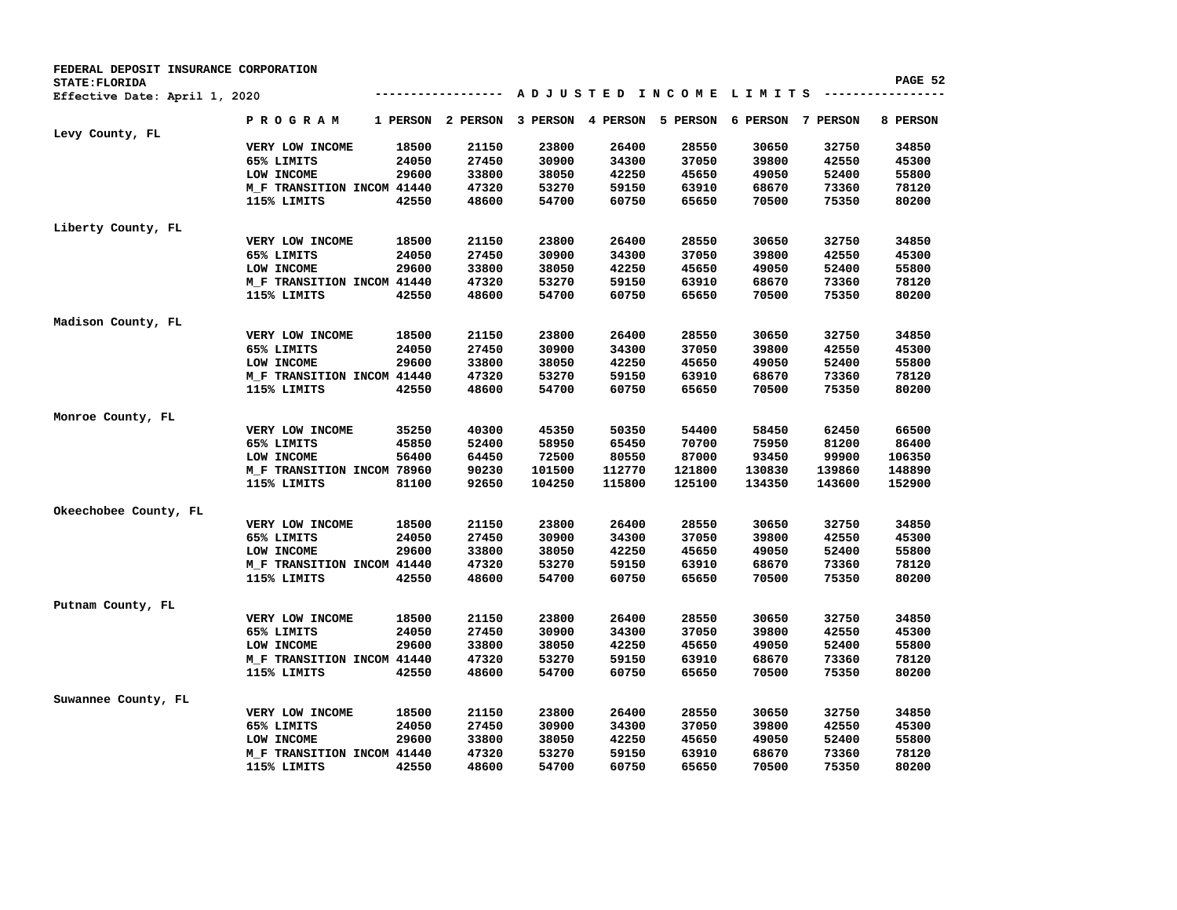FEDERAL DEPOSIT INSURANCE CORPORATION
STATE:FLORIDA
Effective Date: April 1, 2020

## ADJUSTED INCOME LIMITS

| County | PROGRAM | 1 PERSON | 2 PERSON | 3 PERSON | 4 PERSON | 5 PERSON | 6 PERSON | 7 PERSON | 8 PERSON |
|---|---|---|---|---|---|---|---|---|---|
| Levy County, FL | | | | | | | | | |
| | VERY LOW INCOME | 18500 | 21150 | 23800 | 26400 | 28550 | 30650 | 32750 | 34850 |
| | 65% LIMITS | 24050 | 27450 | 30900 | 34300 | 37050 | 39800 | 42550 | 45300 |
| | LOW INCOME | 29600 | 33800 | 38050 | 42250 | 45650 | 49050 | 52400 | 55800 |
| | M_F TRANSITION INCOM | 41440 | 47320 | 53270 | 59150 | 63910 | 68670 | 73360 | 78120 |
| | 115% LIMITS | 42550 | 48600 | 54700 | 60750 | 65650 | 70500 | 75350 | 80200 |
| Liberty County, FL | | | | | | | | | |
| | VERY LOW INCOME | 18500 | 21150 | 23800 | 26400 | 28550 | 30650 | 32750 | 34850 |
| | 65% LIMITS | 24050 | 27450 | 30900 | 34300 | 37050 | 39800 | 42550 | 45300 |
| | LOW INCOME | 29600 | 33800 | 38050 | 42250 | 45650 | 49050 | 52400 | 55800 |
| | M_F TRANSITION INCOM | 41440 | 47320 | 53270 | 59150 | 63910 | 68670 | 73360 | 78120 |
| | 115% LIMITS | 42550 | 48600 | 54700 | 60750 | 65650 | 70500 | 75350 | 80200 |
| Madison County, FL | | | | | | | | | |
| | VERY LOW INCOME | 18500 | 21150 | 23800 | 26400 | 28550 | 30650 | 32750 | 34850 |
| | 65% LIMITS | 24050 | 27450 | 30900 | 34300 | 37050 | 39800 | 42550 | 45300 |
| | LOW INCOME | 29600 | 33800 | 38050 | 42250 | 45650 | 49050 | 52400 | 55800 |
| | M_F TRANSITION INCOM | 41440 | 47320 | 53270 | 59150 | 63910 | 68670 | 73360 | 78120 |
| | 115% LIMITS | 42550 | 48600 | 54700 | 60750 | 65650 | 70500 | 75350 | 80200 |
| Monroe County, FL | | | | | | | | | |
| | VERY LOW INCOME | 35250 | 40300 | 45350 | 50350 | 54400 | 58450 | 62450 | 66500 |
| | 65% LIMITS | 45850 | 52400 | 58950 | 65450 | 70700 | 75950 | 81200 | 86400 |
| | LOW INCOME | 56400 | 64450 | 72500 | 80550 | 87000 | 93450 | 99900 | 106350 |
| | M_F TRANSITION INCOM | 78960 | 90230 | 101500 | 112770 | 121800 | 130830 | 139860 | 148890 |
| | 115% LIMITS | 81100 | 92650 | 104250 | 115800 | 125100 | 134350 | 143600 | 152900 |
| Okeechobee County, FL | | | | | | | | | |
| | VERY LOW INCOME | 18500 | 21150 | 23800 | 26400 | 28550 | 30650 | 32750 | 34850 |
| | 65% LIMITS | 24050 | 27450 | 30900 | 34300 | 37050 | 39800 | 42550 | 45300 |
| | LOW INCOME | 29600 | 33800 | 38050 | 42250 | 45650 | 49050 | 52400 | 55800 |
| | M_F TRANSITION INCOM | 41440 | 47320 | 53270 | 59150 | 63910 | 68670 | 73360 | 78120 |
| | 115% LIMITS | 42550 | 48600 | 54700 | 60750 | 65650 | 70500 | 75350 | 80200 |
| Putnam County, FL | | | | | | | | | |
| | VERY LOW INCOME | 18500 | 21150 | 23800 | 26400 | 28550 | 30650 | 32750 | 34850 |
| | 65% LIMITS | 24050 | 27450 | 30900 | 34300 | 37050 | 39800 | 42550 | 45300 |
| | LOW INCOME | 29600 | 33800 | 38050 | 42250 | 45650 | 49050 | 52400 | 55800 |
| | M_F TRANSITION INCOM | 41440 | 47320 | 53270 | 59150 | 63910 | 68670 | 73360 | 78120 |
| | 115% LIMITS | 42550 | 48600 | 54700 | 60750 | 65650 | 70500 | 75350 | 80200 |
| Suwannee County, FL | | | | | | | | | |
| | VERY LOW INCOME | 18500 | 21150 | 23800 | 26400 | 28550 | 30650 | 32750 | 34850 |
| | 65% LIMITS | 24050 | 27450 | 30900 | 34300 | 37050 | 39800 | 42550 | 45300 |
| | LOW INCOME | 29600 | 33800 | 38050 | 42250 | 45650 | 49050 | 52400 | 55800 |
| | M_F TRANSITION INCOM | 41440 | 47320 | 53270 | 59150 | 63910 | 68670 | 73360 | 78120 |
| | 115% LIMITS | 42550 | 48600 | 54700 | 60750 | 65650 | 70500 | 75350 | 80200 |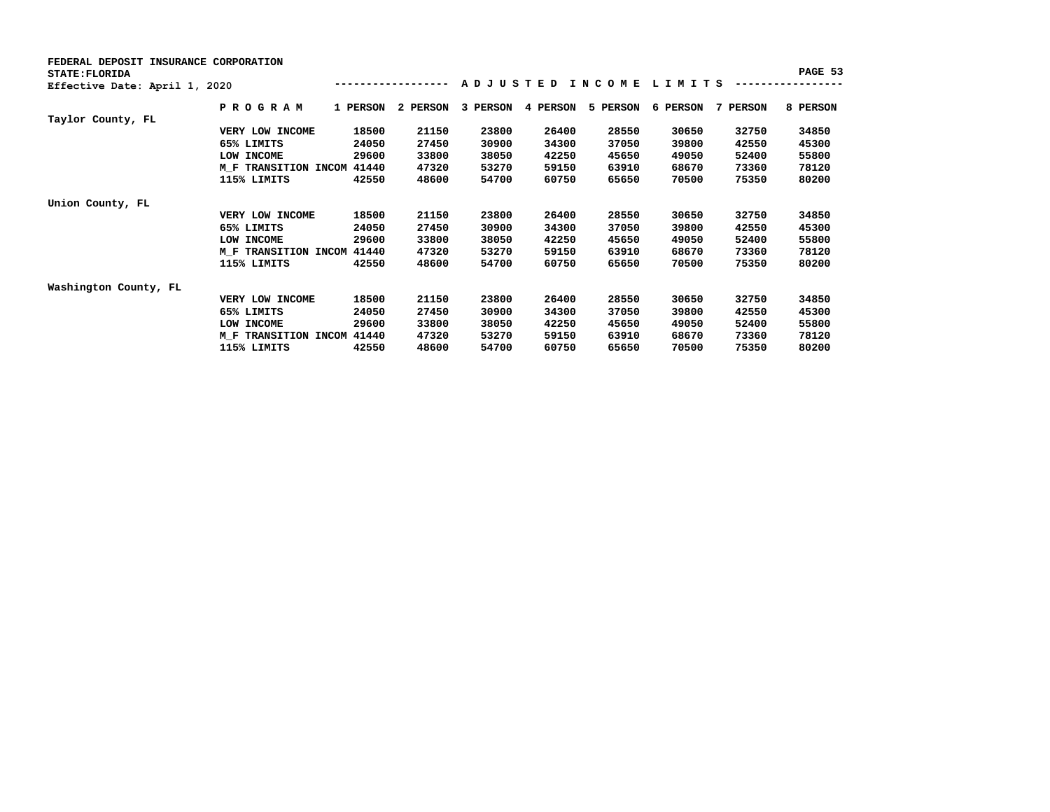FEDERAL DEPOSIT INSURANCE CORPORATION
STATE:FLORIDA
Effective Date: April 1, 2020

A D J U S T E D  I N C O M E  L I M I T S

| | P R O G R A M | 1 PERSON | 2 PERSON | 3 PERSON | 4 PERSON | 5 PERSON | 6 PERSON | 7 PERSON | 8 PERSON |
|---|---|---|---|---|---|---|---|---|---|
| Taylor County, FL | | | | | | | | | |
| | VERY LOW INCOME | 18500 | 21150 | 23800 | 26400 | 28550 | 30650 | 32750 | 34850 |
| | 65% LIMITS | 24050 | 27450 | 30900 | 34300 | 37050 | 39800 | 42550 | 45300 |
| | LOW INCOME | 29600 | 33800 | 38050 | 42250 | 45650 | 49050 | 52400 | 55800 |
| | M_F TRANSITION INCOM | 41440 | 47320 | 53270 | 59150 | 63910 | 68670 | 73360 | 78120 |
| | 115% LIMITS | 42550 | 48600 | 54700 | 60750 | 65650 | 70500 | 75350 | 80200 |
| Union County, FL | | | | | | | | | |
| | VERY LOW INCOME | 18500 | 21150 | 23800 | 26400 | 28550 | 30650 | 32750 | 34850 |
| | 65% LIMITS | 24050 | 27450 | 30900 | 34300 | 37050 | 39800 | 42550 | 45300 |
| | LOW INCOME | 29600 | 33800 | 38050 | 42250 | 45650 | 49050 | 52400 | 55800 |
| | M_F TRANSITION INCOM | 41440 | 47320 | 53270 | 59150 | 63910 | 68670 | 73360 | 78120 |
| | 115% LIMITS | 42550 | 48600 | 54700 | 60750 | 65650 | 70500 | 75350 | 80200 |
| Washington County, FL | | | | | | | | | |
| | VERY LOW INCOME | 18500 | 21150 | 23800 | 26400 | 28550 | 30650 | 32750 | 34850 |
| | 65% LIMITS | 24050 | 27450 | 30900 | 34300 | 37050 | 39800 | 42550 | 45300 |
| | LOW INCOME | 29600 | 33800 | 38050 | 42250 | 45650 | 49050 | 52400 | 55800 |
| | M_F TRANSITION INCOM | 41440 | 47320 | 53270 | 59150 | 63910 | 68670 | 73360 | 78120 |
| | 115% LIMITS | 42550 | 48600 | 54700 | 60750 | 65650 | 70500 | 75350 | 80200 |